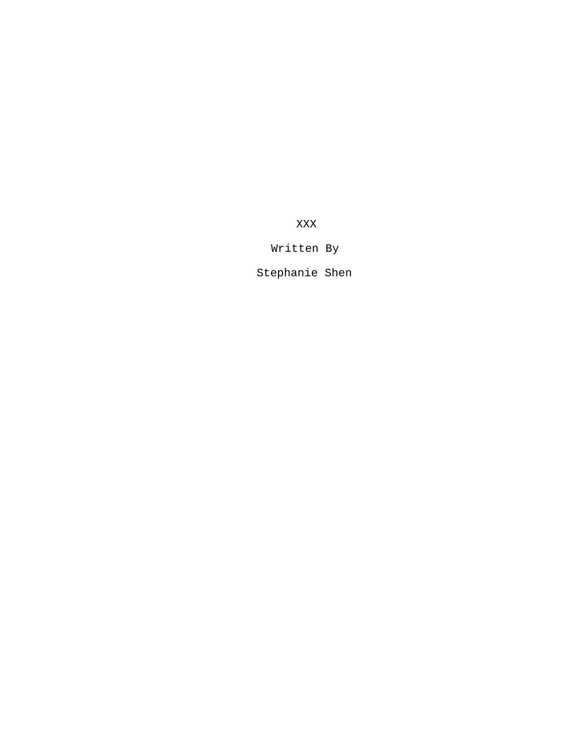XXX

Written By

Stephanie Shen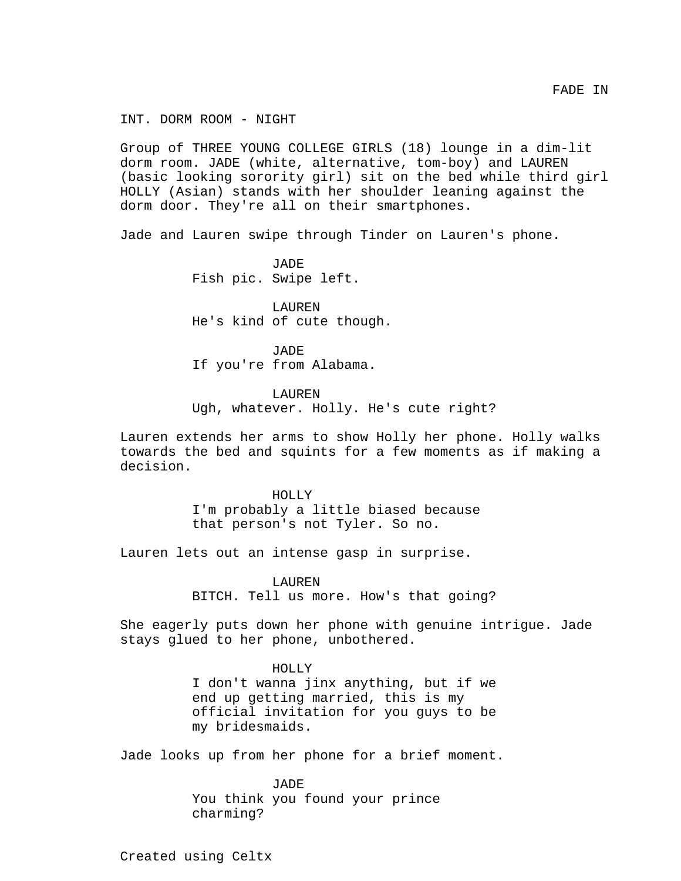FADE IN

INT. DORM ROOM - NIGHT

Group of THREE YOUNG COLLEGE GIRLS (18) lounge in a dim-lit dorm room. JADE (white, alternative, tom-boy) and LAUREN (basic looking sorority girl) sit on the bed while third girl HOLLY (Asian) stands with her shoulder leaning against the dorm door. They're all on their smartphones.

Jade and Lauren swipe through Tinder on Lauren's phone.

JADE
Fish pic. Swipe left.

LAUREN
He's kind of cute though.

JADE
If you're from Alabama.

LAUREN
Ugh, whatever. Holly. He's cute right?

Lauren extends her arms to show Holly her phone. Holly walks towards the bed and squints for a few moments as if making a decision.

HOLLY
I'm probably a little biased because that person's not Tyler. So no.

Lauren lets out an intense gasp in surprise.

LAUREN
BITCH. Tell us more. How's that going?

She eagerly puts down her phone with genuine intrigue. Jade stays glued to her phone, unbothered.

HOLLY
I don't wanna jinx anything, but if we end up getting married, this is my official invitation for you guys to be my bridesmaids.

Jade looks up from her phone for a brief moment.

JADE
You think you found your prince charming?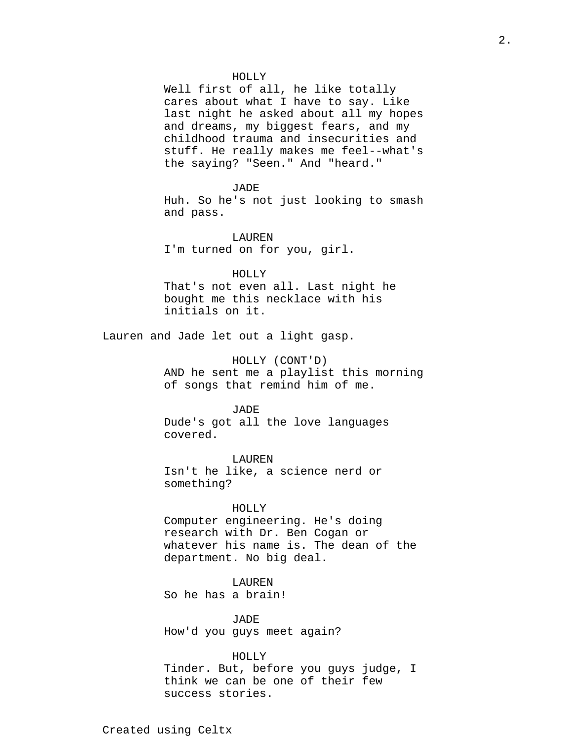HOLLY
Well first of all, he like totally cares about what I have to say. Like last night he asked about all my hopes and dreams, my biggest fears, and my childhood trauma and insecurities and stuff. He really makes me feel--what's the saying? "Seen." And "heard."

JADE
Huh. So he's not just looking to smash and pass.

LAUREN
I'm turned on for you, girl.

HOLLY
That's not even all. Last night he bought me this necklace with his initials on it.

Lauren and Jade let out a light gasp.

HOLLY (CONT'D)
AND he sent me a playlist this morning of songs that remind him of me.

JADE
Dude's got all the love languages covered.

LAUREN
Isn't he like, a science nerd or something?

HOLLY
Computer engineering. He's doing research with Dr. Ben Cogan or whatever his name is. The dean of the department. No big deal.

LAUREN
So he has a brain!

JADE
How'd you guys meet again?

HOLLY
Tinder. But, before you guys judge, I think we can be one of their few success stories.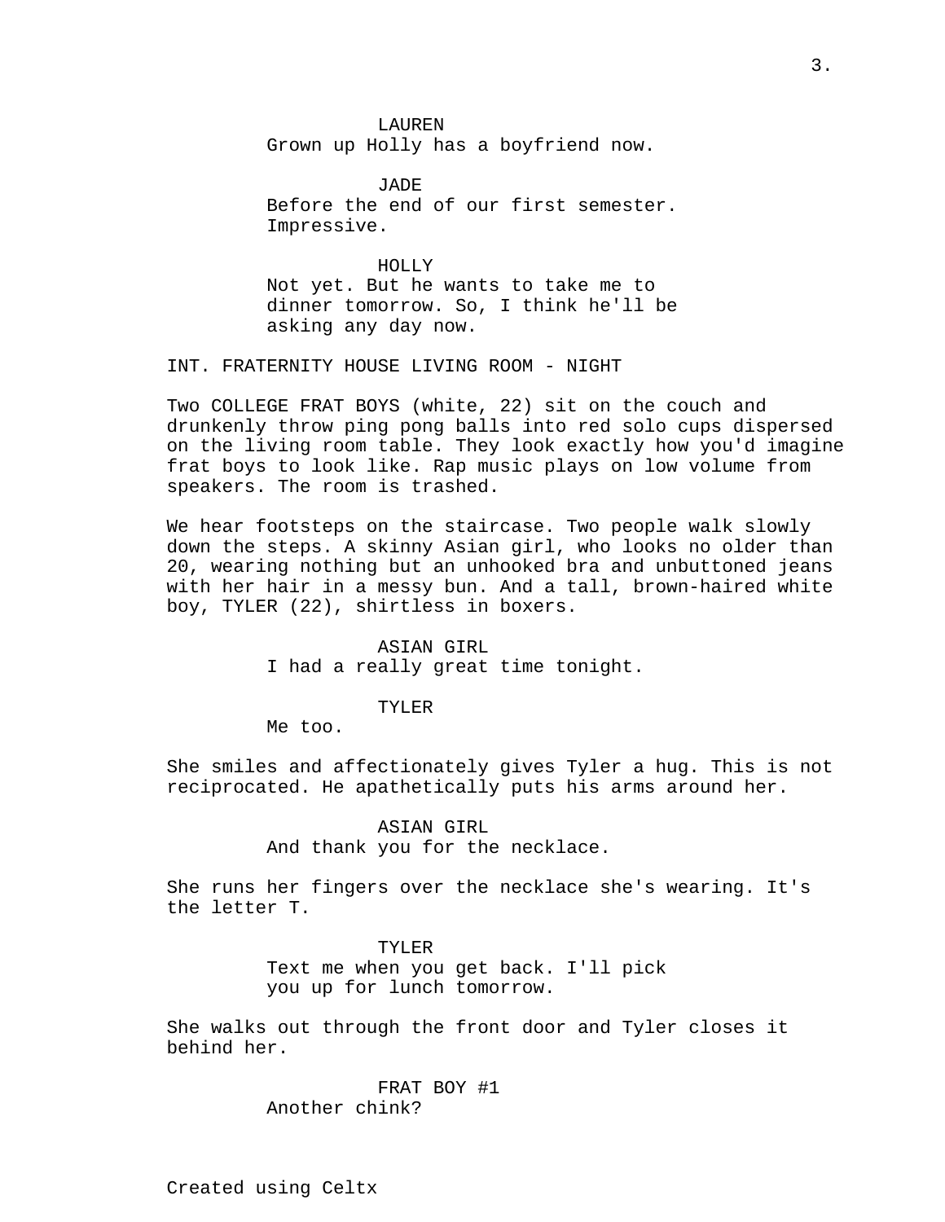LAUREN
Grown up Holly has a boyfriend now.

JADE
Before the end of our first semester. Impressive.

HOLLY
Not yet. But he wants to take me to dinner tomorrow. So, I think he'll be asking any day now.

INT. FRATERNITY HOUSE LIVING ROOM - NIGHT

Two COLLEGE FRAT BOYS (white, 22) sit on the couch and drunkenly throw ping pong balls into red solo cups dispersed on the living room table. They look exactly how you'd imagine frat boys to look like. Rap music plays on low volume from speakers. The room is trashed.

We hear footsteps on the staircase. Two people walk slowly down the steps. A skinny Asian girl, who looks no older than 20, wearing nothing but an unhooked bra and unbuttoned jeans with her hair in a messy bun. And a tall, brown-haired white boy, TYLER (22), shirtless in boxers.

ASIAN GIRL
I had a really great time tonight.

TYLER
Me too.

She smiles and affectionately gives Tyler a hug. This is not reciprocated. He apathetically puts his arms around her.

ASIAN GIRL
And thank you for the necklace.

She runs her fingers over the necklace she's wearing. It's the letter T.

TYLER
Text me when you get back. I'll pick you up for lunch tomorrow.

She walks out through the front door and Tyler closes it behind her.

FRAT BOY #1
Another chink?

Created using Celtx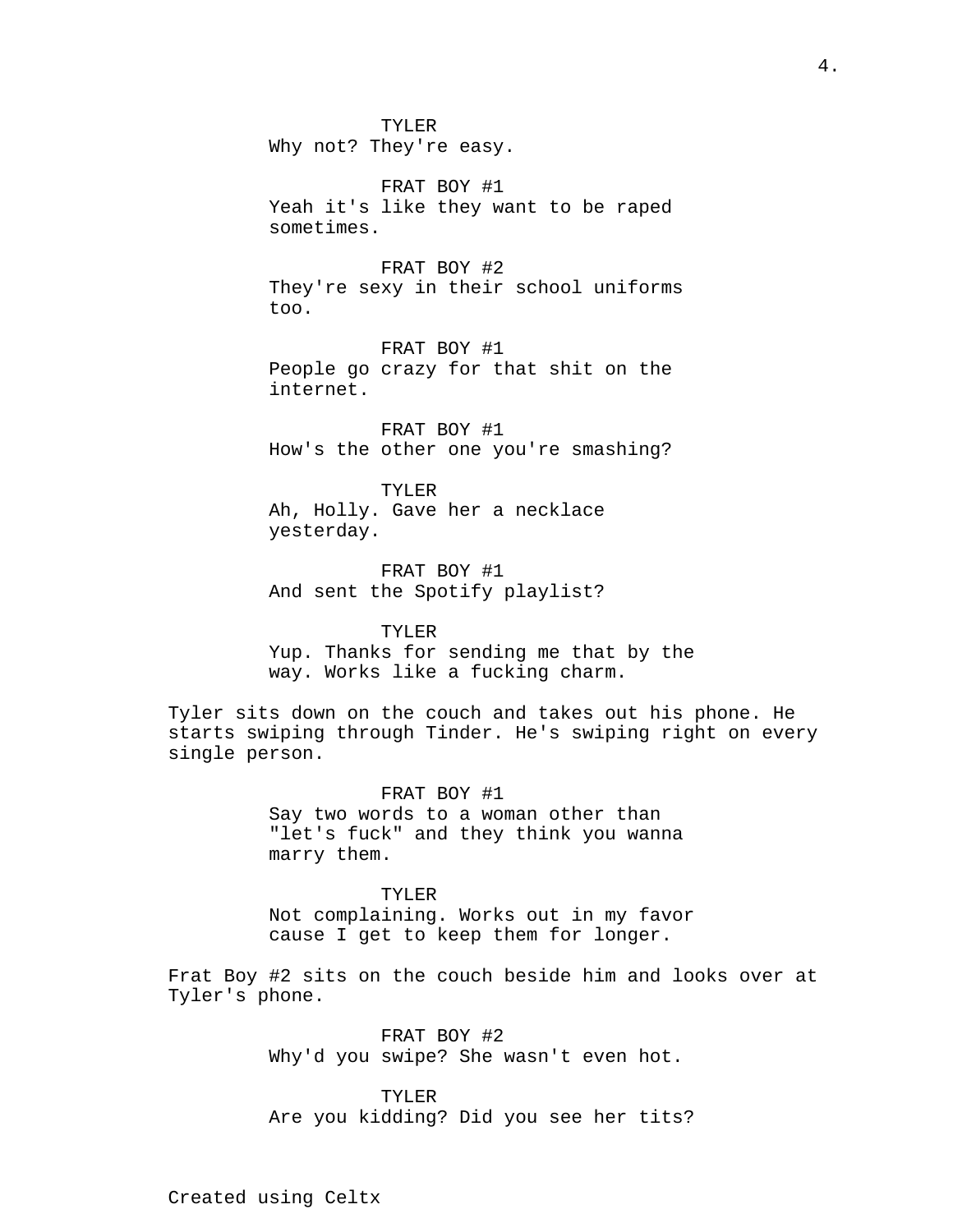TYLER
Why not? They're easy.

FRAT BOY #1
Yeah it's like they want to be raped sometimes.

FRAT BOY #2
They're sexy in their school uniforms too.

FRAT BOY #1
People go crazy for that shit on the internet.

FRAT BOY #1
How's the other one you're smashing?

TYLER
Ah, Holly. Gave her a necklace yesterday.

FRAT BOY #1
And sent the Spotify playlist?

TYLER
Yup. Thanks for sending me that by the way. Works like a fucking charm.

Tyler sits down on the couch and takes out his phone. He starts swiping through Tinder. He's swiping right on every single person.

FRAT BOY #1
Say two words to a woman other than "let's fuck" and they think you wanna marry them.

TYLER
Not complaining. Works out in my favor cause I get to keep them for longer.

Frat Boy #2 sits on the couch beside him and looks over at Tyler's phone.

FRAT BOY #2
Why'd you swipe? She wasn't even hot.

TYLER
Are you kidding? Did you see her tits?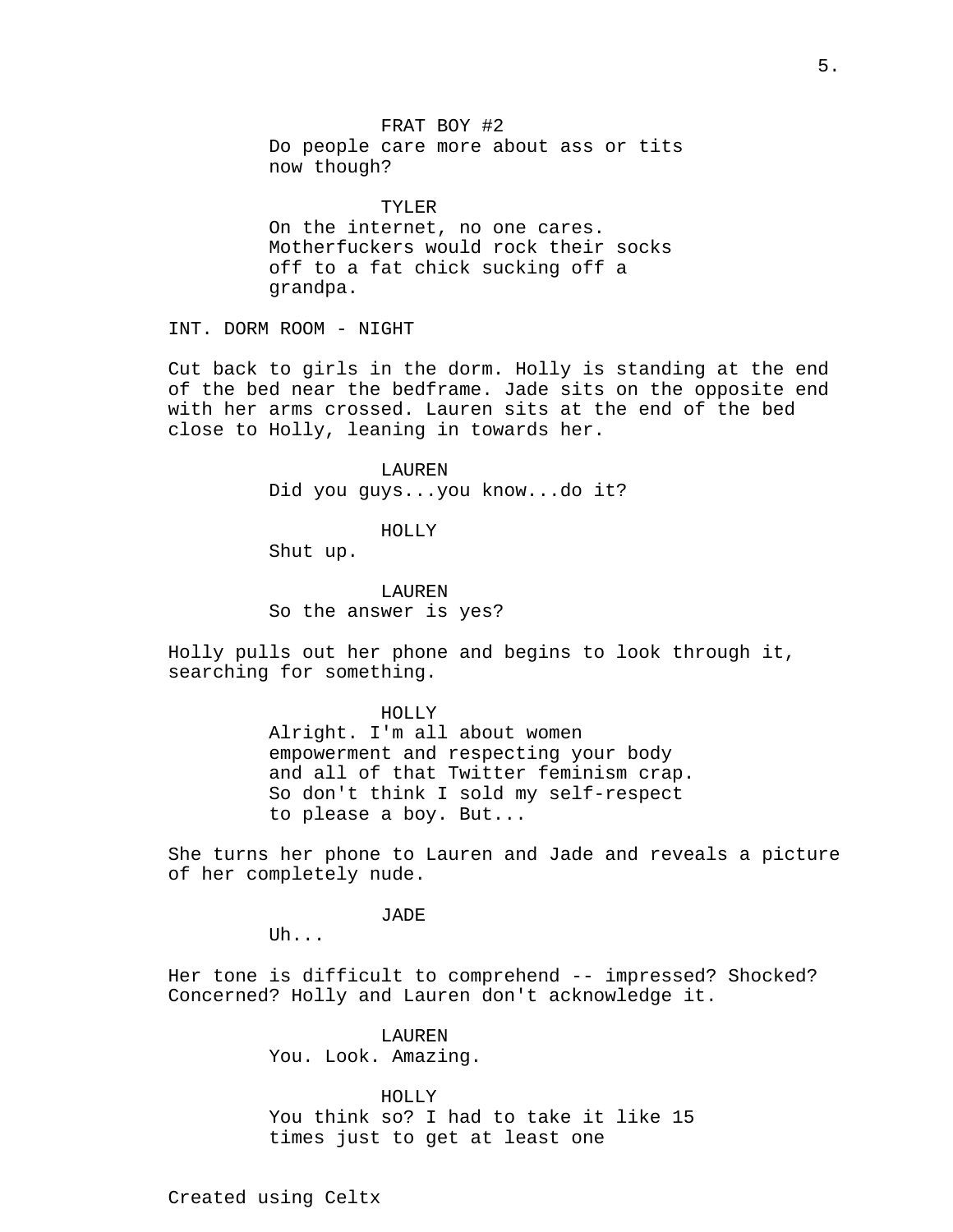FRAT BOY #2
Do people care more about ass or tits now though?

TYLER
On the internet, no one cares. Motherfuckers would rock their socks off to a fat chick sucking off a grandpa.

INT. DORM ROOM - NIGHT

Cut back to girls in the dorm. Holly is standing at the end of the bed near the bedframe. Jade sits on the opposite end with her arms crossed. Lauren sits at the end of the bed close to Holly, leaning in towards her.

LAUREN
Did you guys...you know...do it?

HOLLY
Shut up.

LAUREN
So the answer is yes?

Holly pulls out her phone and begins to look through it, searching for something.

HOLLY
Alright. I'm all about women empowerment and respecting your body and all of that Twitter feminism crap. So don't think I sold my self-respect to please a boy. But...

She turns her phone to Lauren and Jade and reveals a picture of her completely nude.

JADE
Uh...

Her tone is difficult to comprehend -- impressed? Shocked? Concerned? Holly and Lauren don't acknowledge it.

LAUREN
You. Look. Amazing.

HOLLY
You think so? I had to take it like 15 times just to get at least one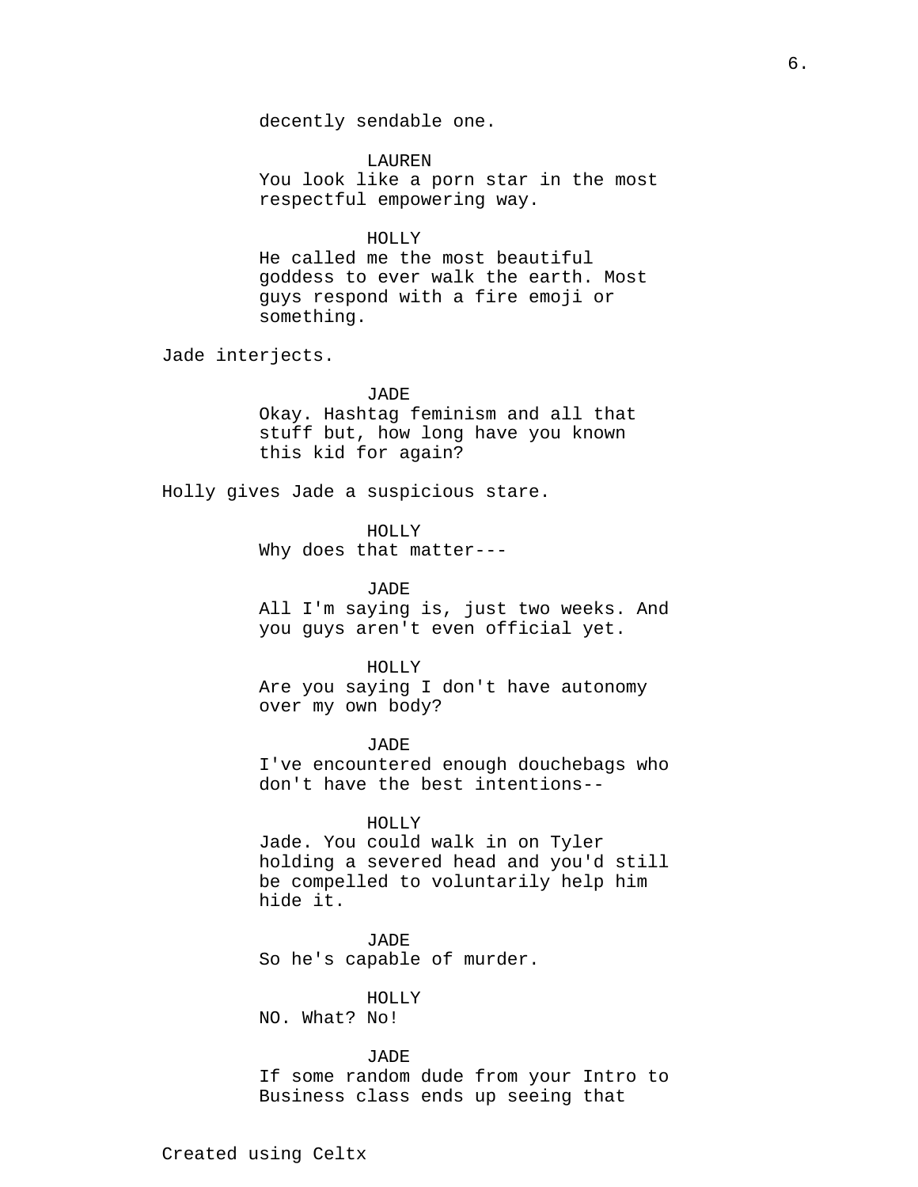decently sendable one.

LAUREN
You look like a porn star in the most respectful empowering way.

HOLLY
He called me the most beautiful goddess to ever walk the earth. Most guys respond with a fire emoji or something.

Jade interjects.

JADE
Okay. Hashtag feminism and all that stuff but, how long have you known this kid for again?

Holly gives Jade a suspicious stare.

HOLLY
Why does that matter---

JADE
All I'm saying is, just two weeks. And you guys aren't even official yet.

HOLLY
Are you saying I don't have autonomy over my own body?

JADE
I've encountered enough douchebags who don't have the best intentions--

HOLLY
Jade. You could walk in on Tyler holding a severed head and you'd still be compelled to voluntarily help him hide it.

JADE
So he's capable of murder.

HOLLY
NO. What? No!

JADE
If some random dude from your Intro to Business class ends up seeing that

Created using Celtx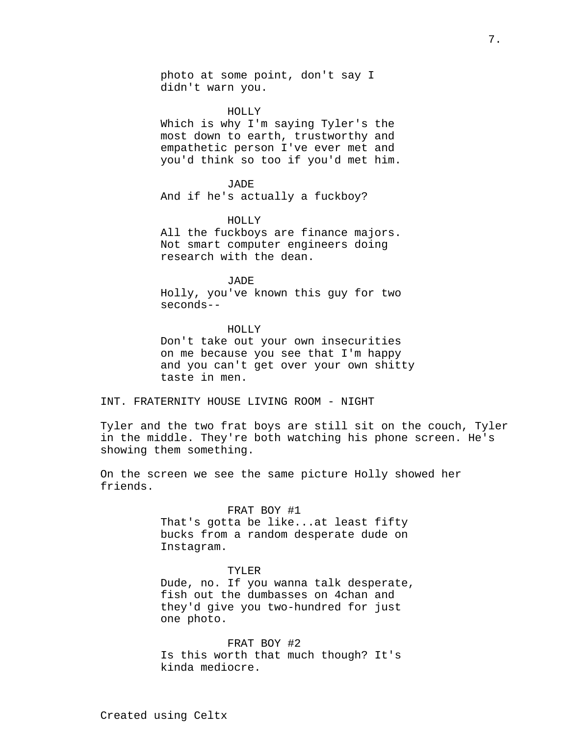photo at some point, don't say I didn't warn you.

HOLLY
Which is why I'm saying Tyler's the most down to earth, trustworthy and empathetic person I've ever met and you'd think so too if you'd met him.

JADE
And if he's actually a fuckboy?

HOLLY
All the fuckboys are finance majors. Not smart computer engineers doing research with the dean.

JADE
Holly, you've known this guy for two seconds--

HOLLY
Don't take out your own insecurities on me because you see that I'm happy and you can't get over your own shitty taste in men.

INT. FRATERNITY HOUSE LIVING ROOM - NIGHT

Tyler and the two frat boys are still sit on the couch, Tyler in the middle. They're both watching his phone screen. He's showing them something.

On the screen we see the same picture Holly showed her friends.

FRAT BOY #1
That's gotta be like...at least fifty bucks from a random desperate dude on Instagram.

TYLER
Dude, no. If you wanna talk desperate, fish out the dumbasses on 4chan and they'd give you two-hundred for just one photo.

FRAT BOY #2
Is this worth that much though? It's kinda mediocre.

Created using Celtx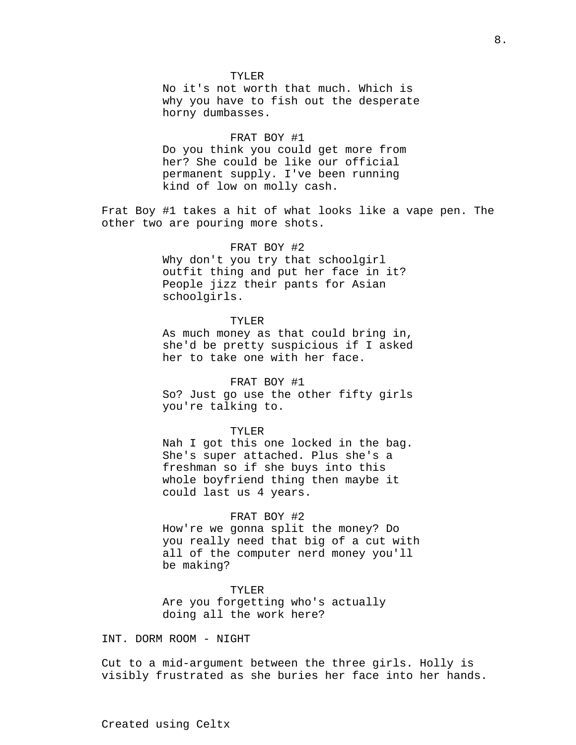TYLER
No it's not worth that much. Which is why you have to fish out the desperate horny dumbasses.

FRAT BOY #1
Do you think you could get more from her? She could be like our official permanent supply. I've been running kind of low on molly cash.

Frat Boy #1 takes a hit of what looks like a vape pen. The other two are pouring more shots.

FRAT BOY #2
Why don't you try that schoolgirl outfit thing and put her face in it? People jizz their pants for Asian schoolgirls.

TYLER
As much money as that could bring in, she'd be pretty suspicious if I asked her to take one with her face.

FRAT BOY #1
So? Just go use the other fifty girls you're talking to.

TYLER
Nah I got this one locked in the bag. She's super attached. Plus she's a freshman so if she buys into this whole boyfriend thing then maybe it could last us 4 years.

FRAT BOY #2
How're we gonna split the money? Do you really need that big of a cut with all of the computer nerd money you'll be making?

TYLER
Are you forgetting who's actually doing all the work here?

INT. DORM ROOM - NIGHT

Cut to a mid-argument between the three girls. Holly is visibly frustrated as she buries her face into her hands.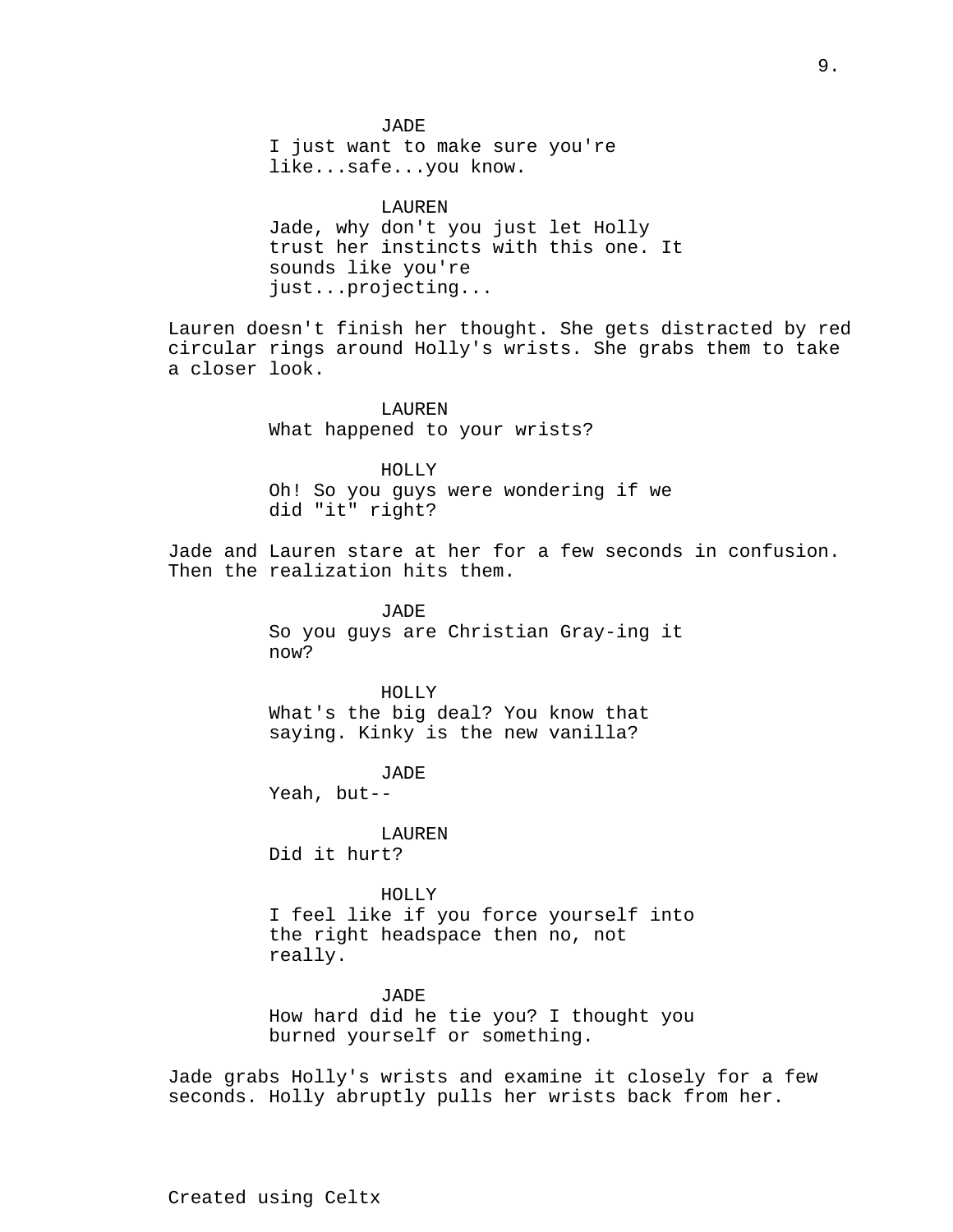JADE
I just want to make sure you're like...safe...you know.

LAUREN
Jade, why don't you just let Holly trust her instincts with this one. It sounds like you're just...projecting...

Lauren doesn't finish her thought. She gets distracted by red circular rings around Holly's wrists. She grabs them to take a closer look.

LAUREN
What happened to your wrists?

HOLLY
Oh! So you guys were wondering if we did "it" right?

Jade and Lauren stare at her for a few seconds in confusion. Then the realization hits them.

JADE
So you guys are Christian Gray-ing it now?

HOLLY
What's the big deal? You know that saying. Kinky is the new vanilla?

JADE
Yeah, but--

LAUREN
Did it hurt?

HOLLY
I feel like if you force yourself into the right headspace then no, not really.

JADE
How hard did he tie you? I thought you burned yourself or something.

Jade grabs Holly's wrists and examine it closely for a few seconds. Holly abruptly pulls her wrists back from her.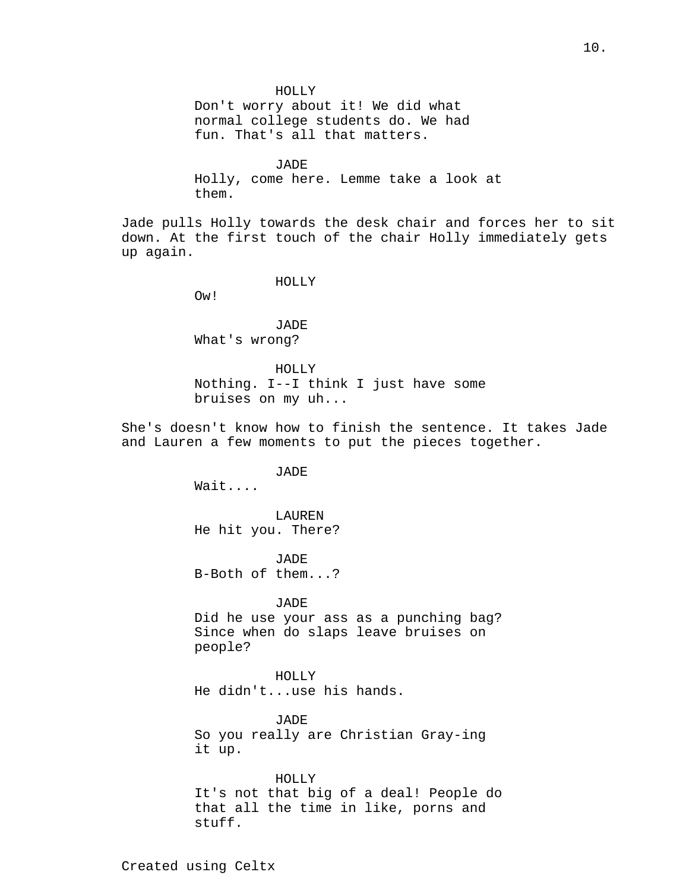HOLLY
Don't worry about it! We did what normal college students do. We had fun. That's all that matters.

JADE
Holly, come here. Lemme take a look at them.

Jade pulls Holly towards the desk chair and forces her to sit down. At the first touch of the chair Holly immediately gets up again.

HOLLY
Ow!

JADE
What's wrong?

HOLLY
Nothing. I--I think I just have some bruises on my uh...

She's doesn't know how to finish the sentence. It takes Jade and Lauren a few moments to put the pieces together.

JADE
Wait....

LAUREN
He hit you. There?

JADE
B-Both of them...?

JADE
Did he use your ass as a punching bag? Since when do slaps leave bruises on people?

HOLLY
He didn't...use his hands.

JADE
So you really are Christian Gray-ing it up.

HOLLY
It's not that big of a deal! People do that all the time in like, porns and stuff.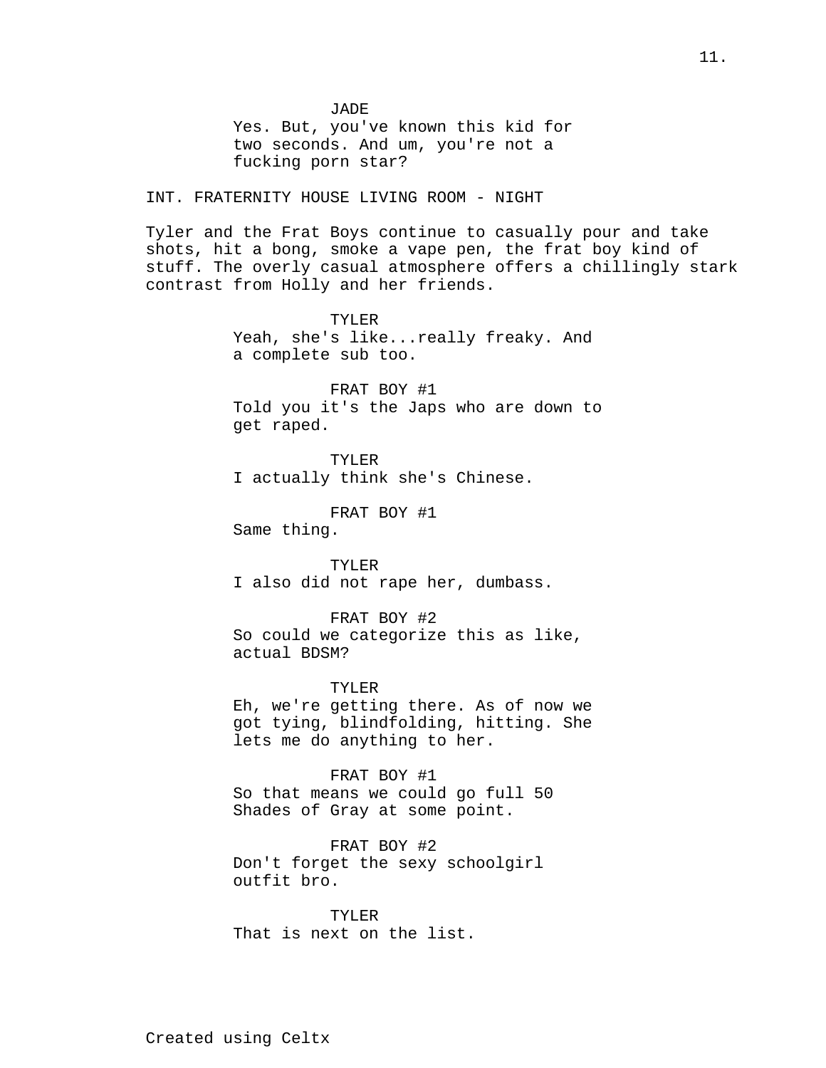JADE
Yes. But, you've known this kid for two seconds. And um, you're not a fucking porn star?

INT. FRATERNITY HOUSE LIVING ROOM - NIGHT

Tyler and the Frat Boys continue to casually pour and take shots, hit a bong, smoke a vape pen, the frat boy kind of stuff. The overly casual atmosphere offers a chillingly stark contrast from Holly and her friends.

TYLER
Yeah, she's like...really freaky. And a complete sub too.

FRAT BOY #1
Told you it's the Japs who are down to get raped.

TYLER
I actually think she's Chinese.

FRAT BOY #1
Same thing.

TYLER
I also did not rape her, dumbass.

FRAT BOY #2
So could we categorize this as like, actual BDSM?

TYLER
Eh, we're getting there. As of now we got tying, blindfolding, hitting. She lets me do anything to her.

FRAT BOY #1
So that means we could go full 50 Shades of Gray at some point.

FRAT BOY #2
Don't forget the sexy schoolgirl outfit bro.

TYLER
That is next on the list.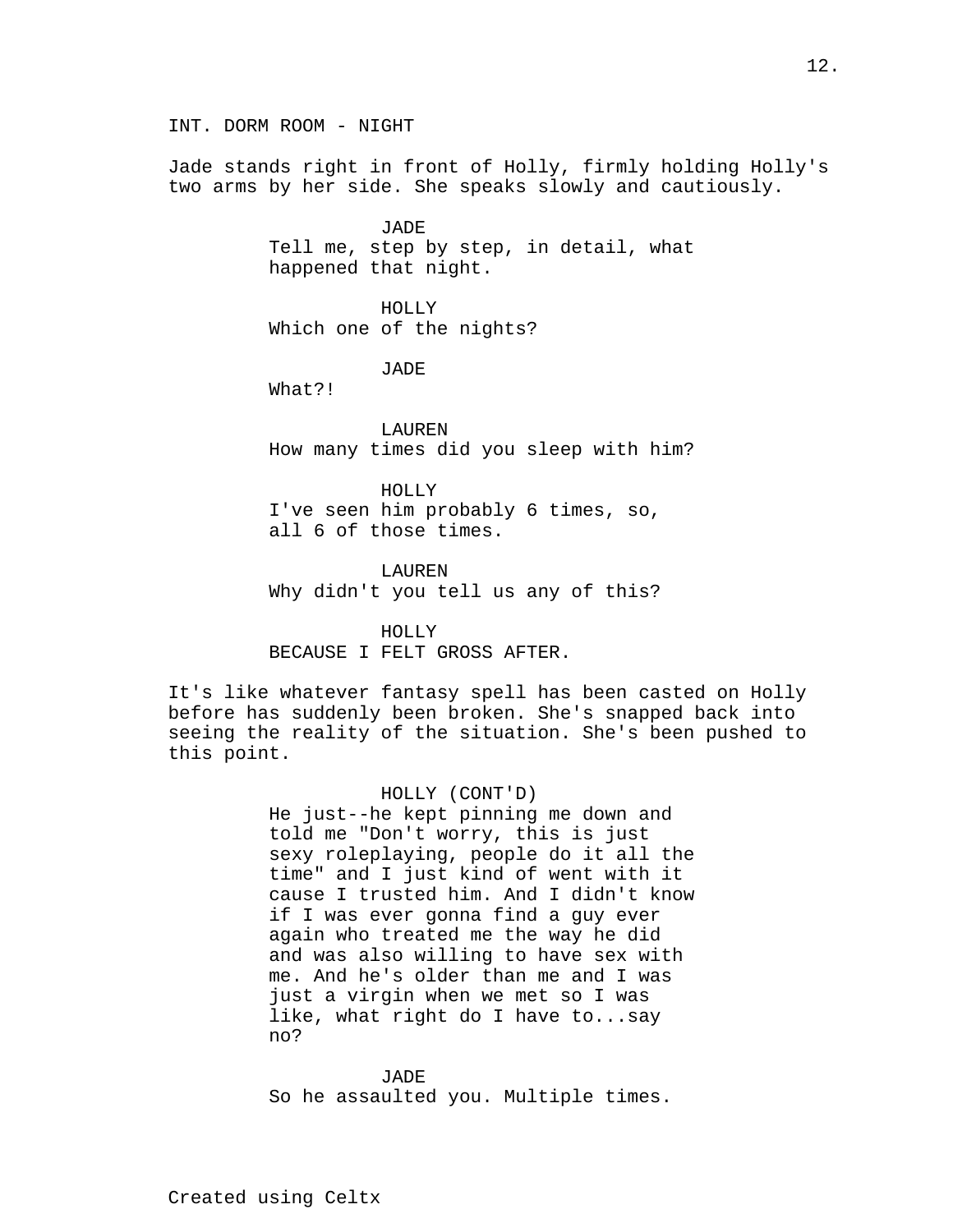INT. DORM ROOM - NIGHT

Jade stands right in front of Holly, firmly holding Holly's two arms by her side. She speaks slowly and cautiously.

JADE
Tell me, step by step, in detail, what happened that night.

HOLLY
Which one of the nights?

JADE
What?!

LAUREN
How many times did you sleep with him?

HOLLY
I've seen him probably 6 times, so, all 6 of those times.

LAUREN
Why didn't you tell us any of this?

HOLLY
BECAUSE I FELT GROSS AFTER.

It's like whatever fantasy spell has been casted on Holly before has suddenly been broken. She's snapped back into seeing the reality of the situation. She's been pushed to this point.

HOLLY (CONT'D)
He just--he kept pinning me down and told me "Don't worry, this is just sexy roleplaying, people do it all the time" and I just kind of went with it cause I trusted him. And I didn't know if I was ever gonna find a guy ever again who treated me the way he did and was also willing to have sex with me. And he's older than me and I was just a virgin when we met so I was like, what right do I have to...say no?

JADE
So he assaulted you. Multiple times.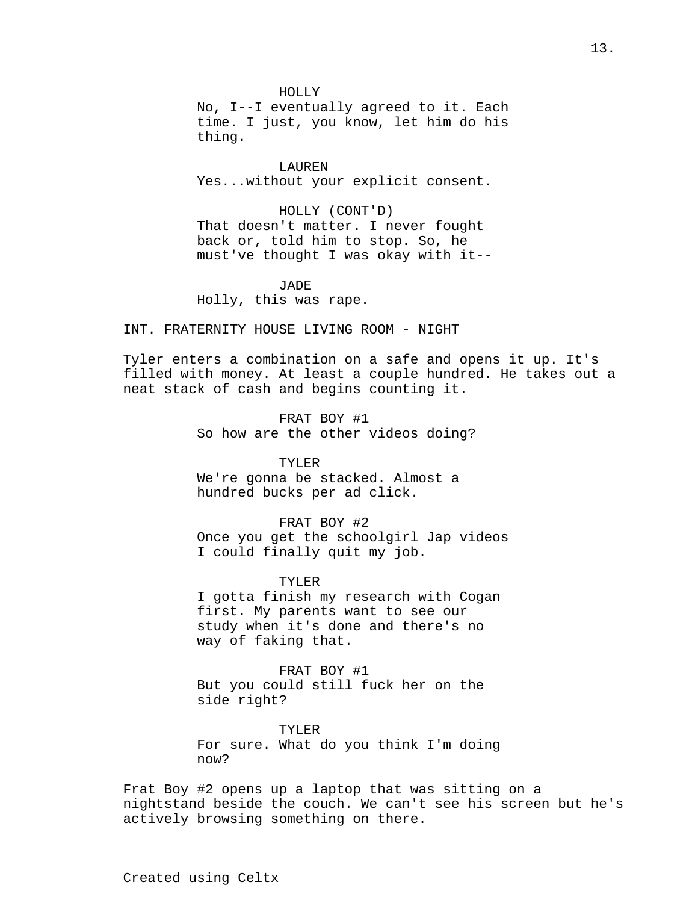HOLLY
No, I--I eventually agreed to it. Each time. I just, you know, let him do his thing.

LAUREN
Yes...without your explicit consent.

HOLLY (CONT'D)
That doesn't matter. I never fought back or, told him to stop. So, he must've thought I was okay with it--

JADE
Holly, this was rape.

INT. FRATERNITY HOUSE LIVING ROOM - NIGHT

Tyler enters a combination on a safe and opens it up. It's filled with money. At least a couple hundred. He takes out a neat stack of cash and begins counting it.

FRAT BOY #1
So how are the other videos doing?

TYLER
We're gonna be stacked. Almost a hundred bucks per ad click.

FRAT BOY #2
Once you get the schoolgirl Jap videos I could finally quit my job.

TYLER
I gotta finish my research with Cogan first. My parents want to see our study when it's done and there's no way of faking that.

FRAT BOY #1
But you could still fuck her on the side right?

TYLER
For sure. What do you think I'm doing now?

Frat Boy #2 opens up a laptop that was sitting on a nightstand beside the couch. We can't see his screen but he's actively browsing something on there.

Created using Celtx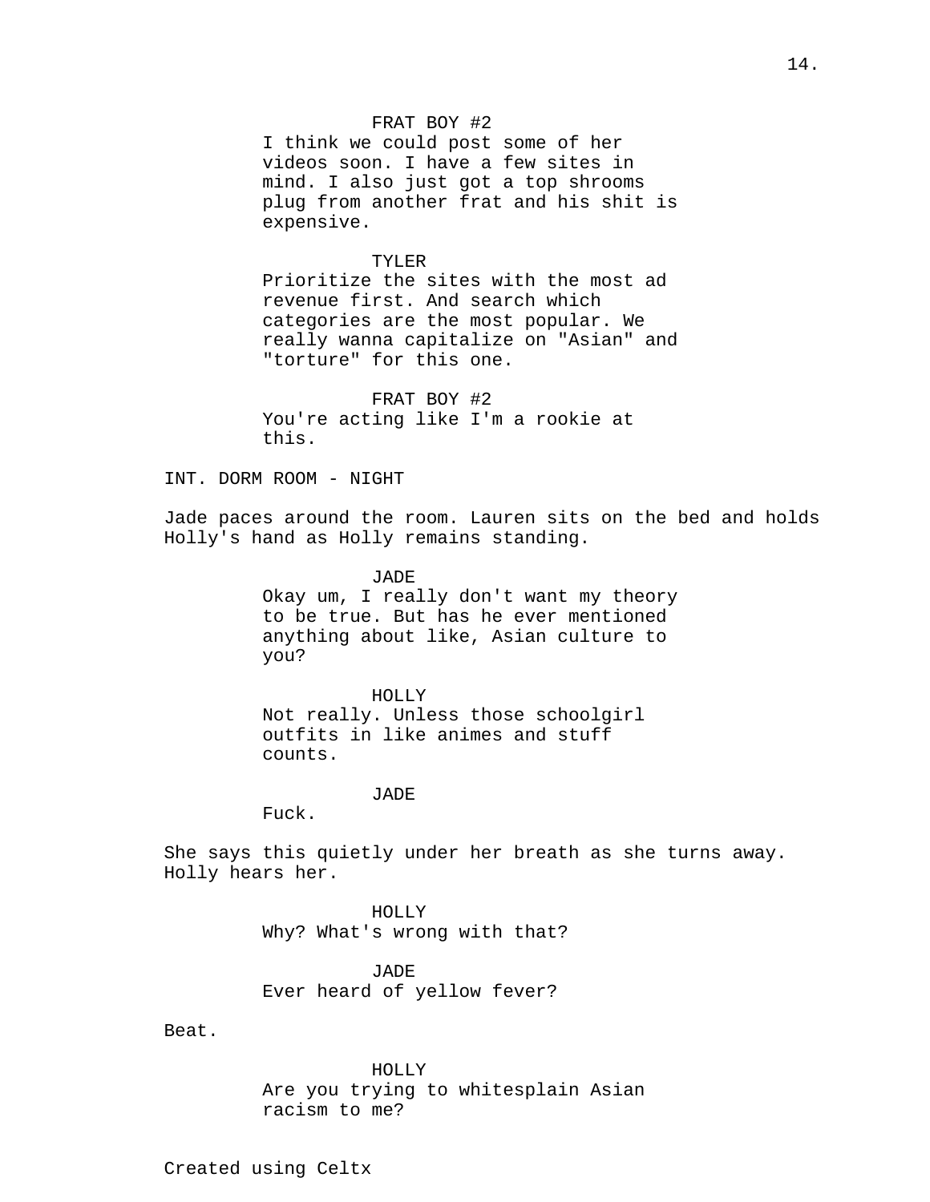FRAT BOY #2
I think we could post some of her videos soon. I have a few sites in mind. I also just got a top shrooms plug from another frat and his shit is expensive.

TYLER
Prioritize the sites with the most ad revenue first. And search which categories are the most popular. We really wanna capitalize on "Asian" and "torture" for this one.

FRAT BOY #2
You're acting like I'm a rookie at this.

INT. DORM ROOM - NIGHT

Jade paces around the room. Lauren sits on the bed and holds Holly's hand as Holly remains standing.

JADE
Okay um, I really don't want my theory to be true. But has he ever mentioned anything about like, Asian culture to you?

HOLLY
Not really. Unless those schoolgirl outfits in like animes and stuff counts.

JADE
Fuck.

She says this quietly under her breath as she turns away. Holly hears her.

HOLLY
Why? What's wrong with that?

JADE
Ever heard of yellow fever?

Beat.

HOLLY
Are you trying to whitesplain Asian racism to me?

Created using Celtx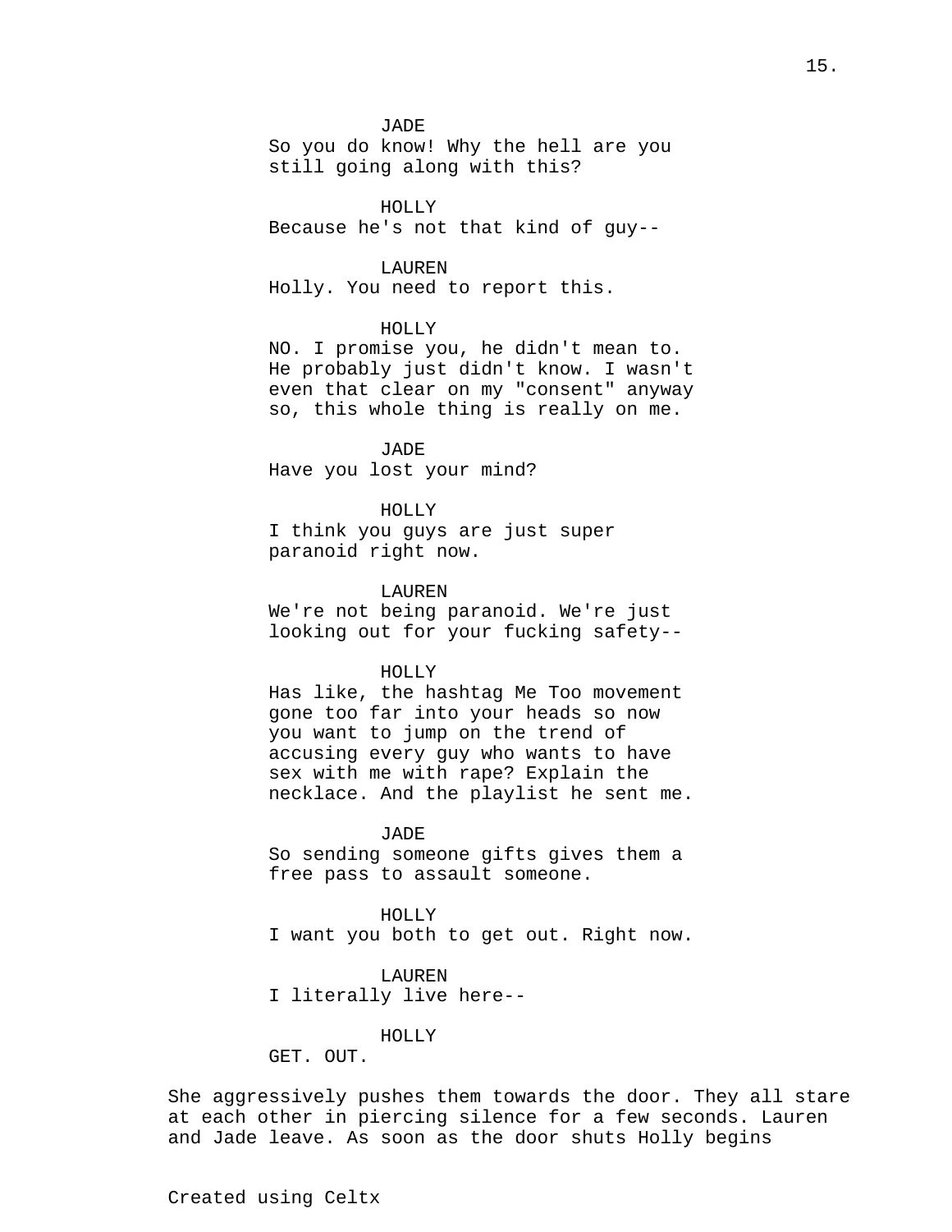JADE
So you do know! Why the hell are you still going along with this?

HOLLY
Because he's not that kind of guy--

LAUREN
Holly. You need to report this.

HOLLY
NO. I promise you, he didn't mean to. He probably just didn't know. I wasn't even that clear on my "consent" anyway so, this whole thing is really on me.

JADE
Have you lost your mind?

HOLLY
I think you guys are just super paranoid right now.

LAUREN
We're not being paranoid. We're just looking out for your fucking safety--

HOLLY
Has like, the hashtag Me Too movement gone too far into your heads so now you want to jump on the trend of accusing every guy who wants to have sex with me with rape? Explain the necklace. And the playlist he sent me.

JADE
So sending someone gifts gives them a free pass to assault someone.

HOLLY
I want you both to get out. Right now.

LAUREN
I literally live here--

HOLLY
GET. OUT.

She aggressively pushes them towards the door. They all stare at each other in piercing silence for a few seconds. Lauren and Jade leave. As soon as the door shuts Holly begins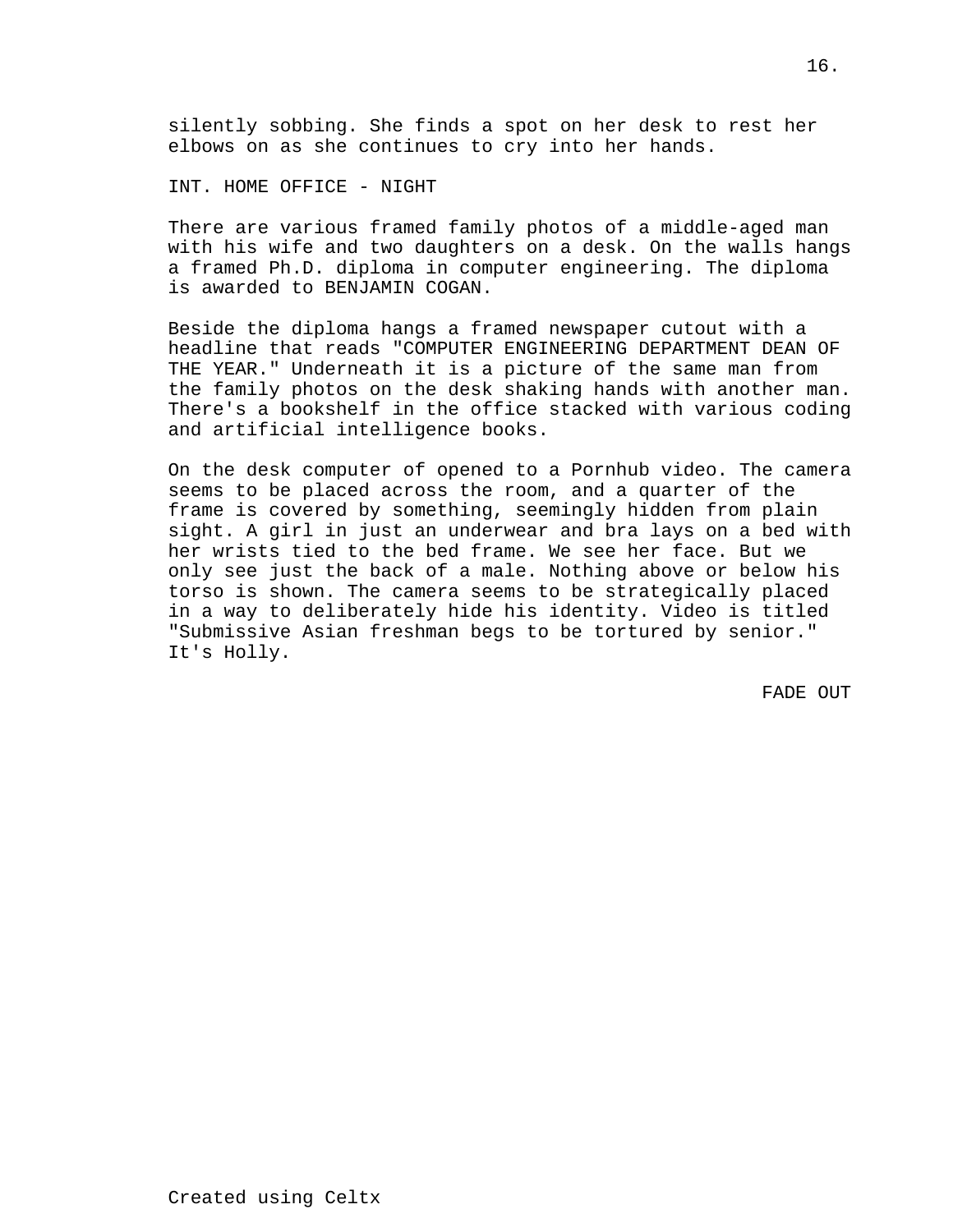silently sobbing. She finds a spot on her desk to rest her elbows on as she continues to cry into her hands.

INT. HOME OFFICE - NIGHT

There are various framed family photos of a middle-aged man with his wife and two daughters on a desk. On the walls hangs a framed Ph.D. diploma in computer engineering. The diploma is awarded to BENJAMIN COGAN.

Beside the diploma hangs a framed newspaper cutout with a headline that reads "COMPUTER ENGINEERING DEPARTMENT DEAN OF THE YEAR." Underneath it is a picture of the same man from the family photos on the desk shaking hands with another man. There's a bookshelf in the office stacked with various coding and artificial intelligence books.

On the desk computer of opened to a Pornhub video. The camera seems to be placed across the room, and a quarter of the frame is covered by something, seemingly hidden from plain sight. A girl in just an underwear and bra lays on a bed with her wrists tied to the bed frame. We see her face. But we only see just the back of a male. Nothing above or below his torso is shown. The camera seems to be strategically placed in a way to deliberately hide his identity. Video is titled "Submissive Asian freshman begs to be tortured by senior." It's Holly.

FADE OUT

Created using Celtx